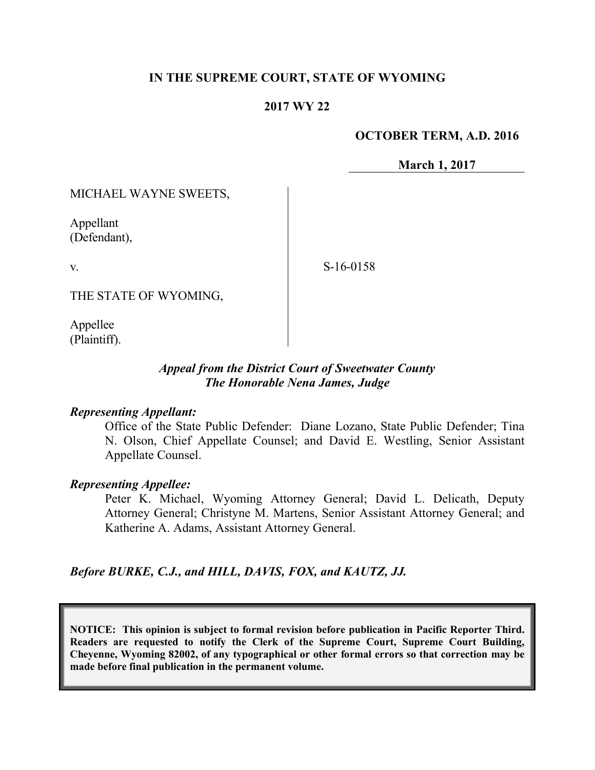**IN THE SUPREME COURT, STATE OF WYOMING**

**2017 WY 22**

**OCTOBER TERM, A.D. 2016**

**March 1, 2017**

MICHAEL WAYNE SWEETS,

Appellant
(Defendant),

v.

S-16-0158

THE STATE OF WYOMING,

Appellee
(Plaintiff).

***Appeal from the District Court of Sweetwater County***
***The Honorable Nena James, Judge***

***Representing Appellant:***

Office of the State Public Defender: Diane Lozano, State Public Defender; Tina N. Olson, Chief Appellate Counsel; and David E. Westling, Senior Assistant Appellate Counsel.

***Representing Appellee:***

Peter K. Michael, Wyoming Attorney General; David L. Delicath, Deputy Attorney General; Christyne M. Martens, Senior Assistant Attorney General; and Katherine A. Adams, Assistant Attorney General.

***Before BURKE, C.J., and HILL, DAVIS, FOX, and KAUTZ, JJ.***

**NOTICE: This opinion is subject to formal revision before publication in Pacific Reporter Third. Readers are requested to notify the Clerk of the Supreme Court, Supreme Court Building, Cheyenne, Wyoming 82002, of any typographical or other formal errors so that correction may be made before final publication in the permanent volume.**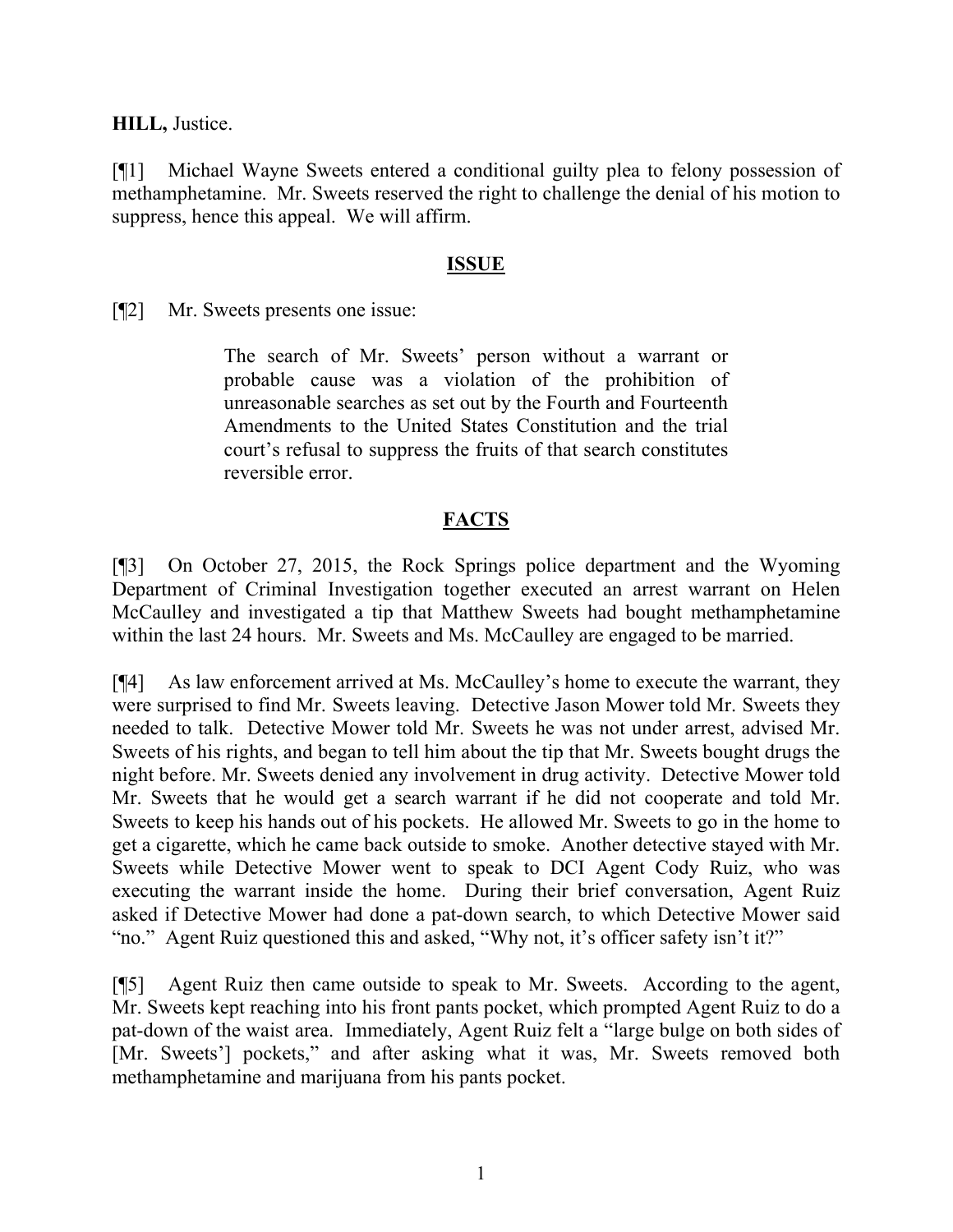**HILL,** Justice.

[¶1] Michael Wayne Sweets entered a conditional guilty plea to felony possession of methamphetamine. Mr. Sweets reserved the right to challenge the denial of his motion to suppress, hence this appeal. We will affirm.

## ISSUE

[¶2] Mr. Sweets presents one issue:

> The search of Mr. Sweets' person without a warrant or probable cause was a violation of the prohibition of unreasonable searches as set out by the Fourth and Fourteenth Amendments to the United States Constitution and the trial court's refusal to suppress the fruits of that search constitutes reversible error.

## FACTS

[¶3] On October 27, 2015, the Rock Springs police department and the Wyoming Department of Criminal Investigation together executed an arrest warrant on Helen McCaulley and investigated a tip that Matthew Sweets had bought methamphetamine within the last 24 hours. Mr. Sweets and Ms. McCaulley are engaged to be married.

[¶4] As law enforcement arrived at Ms. McCaulley's home to execute the warrant, they were surprised to find Mr. Sweets leaving. Detective Jason Mower told Mr. Sweets they needed to talk. Detective Mower told Mr. Sweets he was not under arrest, advised Mr. Sweets of his rights, and began to tell him about the tip that Mr. Sweets bought drugs the night before. Mr. Sweets denied any involvement in drug activity. Detective Mower told Mr. Sweets that he would get a search warrant if he did not cooperate and told Mr. Sweets to keep his hands out of his pockets. He allowed Mr. Sweets to go in the home to get a cigarette, which he came back outside to smoke. Another detective stayed with Mr. Sweets while Detective Mower went to speak to DCI Agent Cody Ruiz, who was executing the warrant inside the home. During their brief conversation, Agent Ruiz asked if Detective Mower had done a pat-down search, to which Detective Mower said "no." Agent Ruiz questioned this and asked, "Why not, it's officer safety isn't it?"

[¶5] Agent Ruiz then came outside to speak to Mr. Sweets. According to the agent, Mr. Sweets kept reaching into his front pants pocket, which prompted Agent Ruiz to do a pat-down of the waist area. Immediately, Agent Ruiz felt a "large bulge on both sides of [Mr. Sweets'] pockets," and after asking what it was, Mr. Sweets removed both methamphetamine and marijuana from his pants pocket.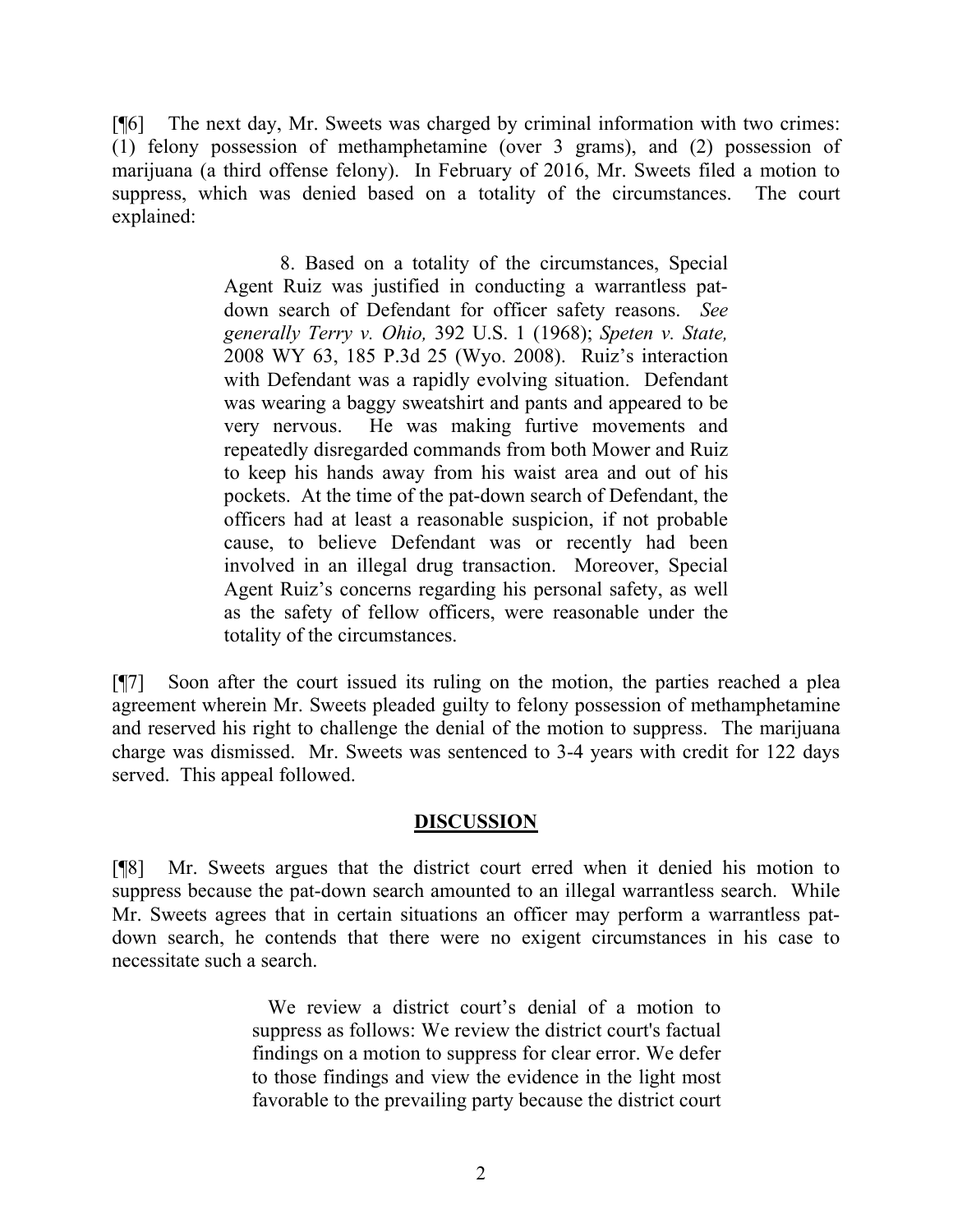[¶6] The next day, Mr. Sweets was charged by criminal information with two crimes: (1) felony possession of methamphetamine (over 3 grams), and (2) possession of marijuana (a third offense felony). In February of 2016, Mr. Sweets filed a motion to suppress, which was denied based on a totality of the circumstances. The court explained:

> 8. Based on a totality of the circumstances, Special Agent Ruiz was justified in conducting a warrantless pat-down search of Defendant for officer safety reasons. *See generally Terry v. Ohio,* 392 U.S. 1 (1968); *Speten v. State,* 2008 WY 63, 185 P.3d 25 (Wyo. 2008). Ruiz's interaction with Defendant was a rapidly evolving situation. Defendant was wearing a baggy sweatshirt and pants and appeared to be very nervous. He was making furtive movements and repeatedly disregarded commands from both Mower and Ruiz to keep his hands away from his waist area and out of his pockets. At the time of the pat-down search of Defendant, the officers had at least a reasonable suspicion, if not probable cause, to believe Defendant was or recently had been involved in an illegal drug transaction. Moreover, Special Agent Ruiz's concerns regarding his personal safety, as well as the safety of fellow officers, were reasonable under the totality of the circumstances.

[¶7] Soon after the court issued its ruling on the motion, the parties reached a plea agreement wherein Mr. Sweets pleaded guilty to felony possession of methamphetamine and reserved his right to challenge the denial of the motion to suppress. The marijuana charge was dismissed. Mr. Sweets was sentenced to 3-4 years with credit for 122 days served. This appeal followed.

## DISCUSSION

[¶8] Mr. Sweets argues that the district court erred when it denied his motion to suppress because the pat-down search amounted to an illegal warrantless search. While Mr. Sweets agrees that in certain situations an officer may perform a warrantless pat-down search, he contends that there were no exigent circumstances in his case to necessitate such a search.

> We review a district court's denial of a motion to suppress as follows: We review the district court's factual findings on a motion to suppress for clear error. We defer to those findings and view the evidence in the light most favorable to the prevailing party because the district court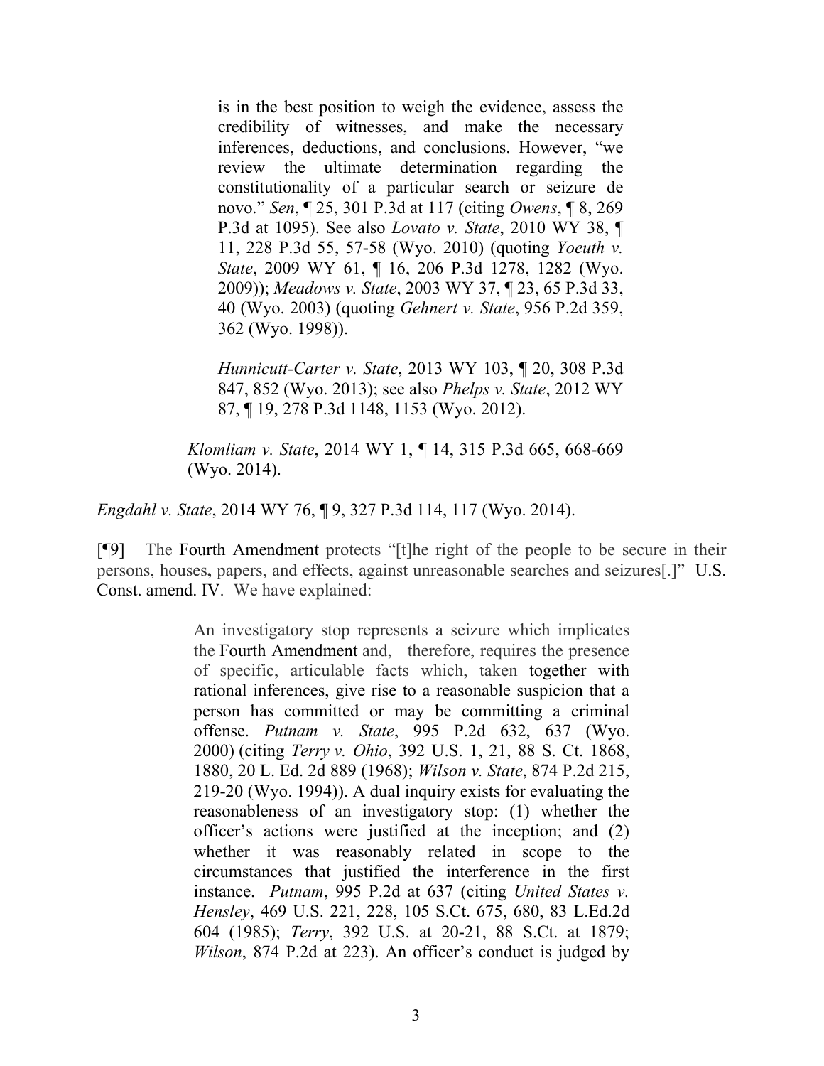> > is in the best position to weigh the evidence, assess the credibility of witnesses, and make the necessary inferences, deductions, and conclusions. However, "we review the ultimate determination regarding the constitutionality of a particular search or seizure de novo." *Sen*, ¶ 25, 301 P.3d at 117 (citing *Owens*, ¶ 8, 269 P.3d at 1095). See also *Lovato v. State*, 2010 WY 38, ¶ 11, 228 P.3d 55, 57-58 (Wyo. 2010) (quoting *Yoeuth v. State*, 2009 WY 61, ¶ 16, 206 P.3d 1278, 1282 (Wyo. 2009)); *Meadows v. State*, 2003 WY 37, ¶ 23, 65 P.3d 33, 40 (Wyo. 2003) (quoting *Gehnert v. State*, 956 P.2d 359, 362 (Wyo. 1998)).
> >
> > *Hunnicutt-Carter v. State*, 2013 WY 103, ¶ 20, 308 P.3d 847, 852 (Wyo. 2013); see also *Phelps v. State*, 2012 WY 87, ¶ 19, 278 P.3d 1148, 1153 (Wyo. 2012).
>
> *Klomliam v. State*, 2014 WY 1, ¶ 14, 315 P.3d 665, 668-669 (Wyo. 2014).

*Engdahl v. State*, 2014 WY 76, ¶ 9, 327 P.3d 114, 117 (Wyo. 2014).

[¶9] The Fourth Amendment protects "[t]he right of the people to be secure in their persons, houses, papers, and effects, against unreasonable searches and seizures[.]" U.S. Const. amend. IV. We have explained:

> An investigatory stop represents a seizure which implicates the Fourth Amendment and, therefore, requires the presence of specific, articulable facts which, taken together with rational inferences, give rise to a reasonable suspicion that a person has committed or may be committing a criminal offense. *Putnam v. State*, 995 P.2d 632, 637 (Wyo. 2000) (citing *Terry v. Ohio*, 392 U.S. 1, 21, 88 S. Ct. 1868, 1880, 20 L. Ed. 2d 889 (1968); *Wilson v. State*, 874 P.2d 215, 219-20 (Wyo. 1994)). A dual inquiry exists for evaluating the reasonableness of an investigatory stop: (1) whether the officer's actions were justified at the inception; and (2) whether it was reasonably related in scope to the circumstances that justified the interference in the first instance. *Putnam*, 995 P.2d at 637 (citing *United States v. Hensley*, 469 U.S. 221, 228, 105 S.Ct. 675, 680, 83 L.Ed.2d 604 (1985); *Terry*, 392 U.S. at 20-21, 88 S.Ct. at 1879; *Wilson*, 874 P.2d at 223). An officer's conduct is judged by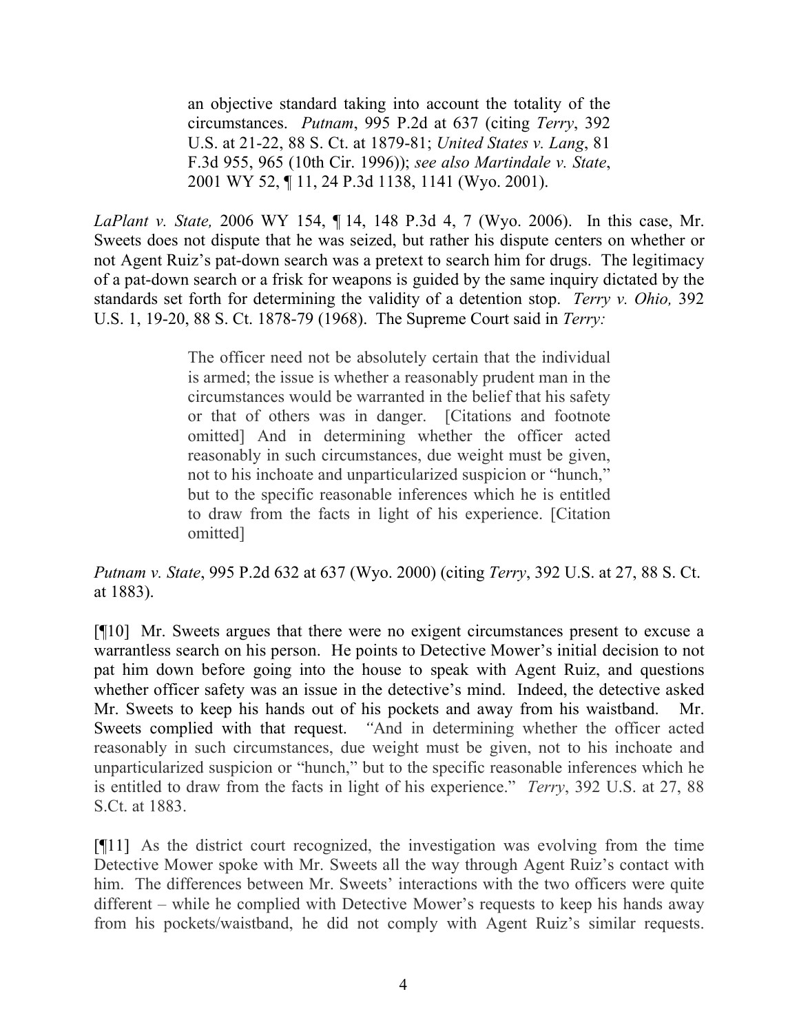> an objective standard taking into account the totality of the circumstances. *Putnam*, 995 P.2d at 637 (citing *Terry*, 392 U.S. at 21-22, 88 S. Ct. at 1879-81; *United States v. Lang*, 81 F.3d 955, 965 (10th Cir. 1996)); *see also Martindale v. State*, 2001 WY 52, ¶ 11, 24 P.3d 1138, 1141 (Wyo. 2001).

*LaPlant v. State,* 2006 WY 154, ¶ 14, 148 P.3d 4, 7 (Wyo. 2006). In this case, Mr. Sweets does not dispute that he was seized, but rather his dispute centers on whether or not Agent Ruiz's pat-down search was a pretext to search him for drugs. The legitimacy of a pat-down search or a frisk for weapons is guided by the same inquiry dictated by the standards set forth for determining the validity of a detention stop. *Terry v. Ohio,* 392 U.S. 1, 19-20, 88 S. Ct. 1878-79 (1968). The Supreme Court said in *Terry:*

> The officer need not be absolutely certain that the individual is armed; the issue is whether a reasonably prudent man in the circumstances would be warranted in the belief that his safety or that of others was in danger. [Citations and footnote omitted] And in determining whether the officer acted reasonably in such circumstances, due weight must be given, not to his inchoate and unparticularized suspicion or "hunch," but to the specific reasonable inferences which he is entitled to draw from the facts in light of his experience. [Citation omitted]

*Putnam v. State*, 995 P.2d 632 at 637 (Wyo. 2000) (citing *Terry*, 392 U.S. at 27, 88 S. Ct. at 1883).

[¶10] Mr. Sweets argues that there were no exigent circumstances present to excuse a warrantless search on his person. He points to Detective Mower's initial decision to not pat him down before going into the house to speak with Agent Ruiz, and questions whether officer safety was an issue in the detective's mind. Indeed, the detective asked Mr. Sweets to keep his hands out of his pockets and away from his waistband. Mr. Sweets complied with that request. "And in determining whether the officer acted reasonably in such circumstances, due weight must be given, not to his inchoate and unparticularized suspicion or "hunch," but to the specific reasonable inferences which he is entitled to draw from the facts in light of his experience." *Terry*, 392 U.S. at 27, 88 S.Ct. at 1883.

[¶11] As the district court recognized, the investigation was evolving from the time Detective Mower spoke with Mr. Sweets all the way through Agent Ruiz's contact with him. The differences between Mr. Sweets' interactions with the two officers were quite different – while he complied with Detective Mower's requests to keep his hands away from his pockets/waistband, he did not comply with Agent Ruiz's similar requests.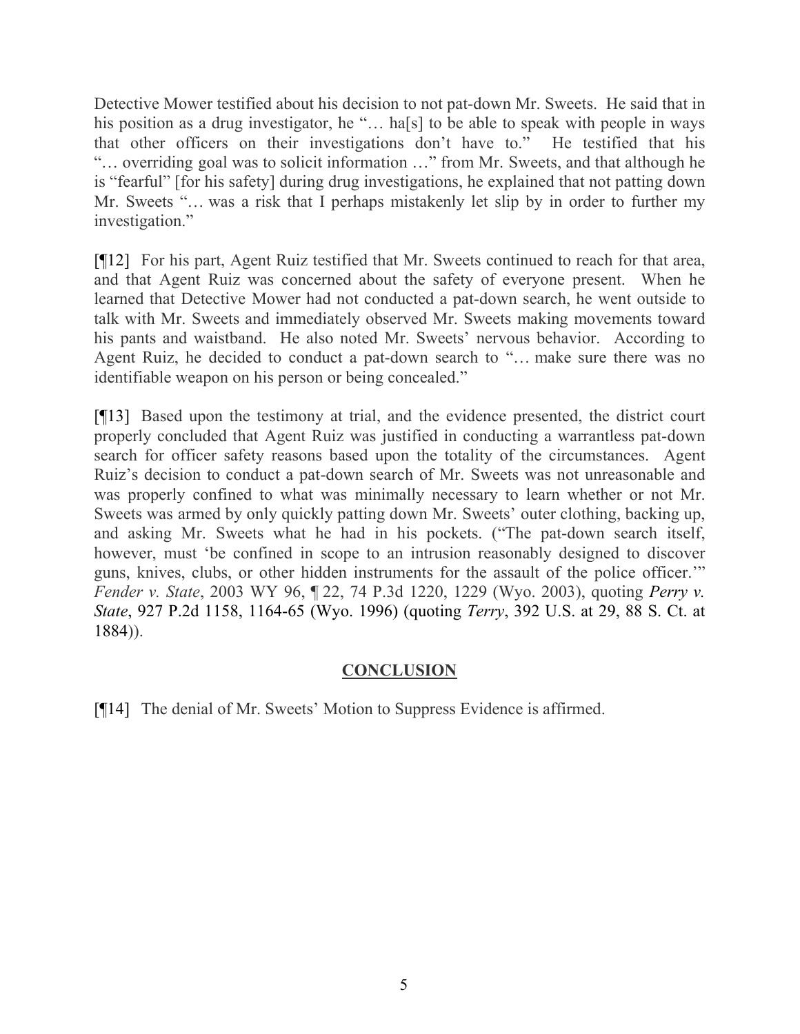Detective Mower testified about his decision to not pat-down Mr. Sweets. He said that in his position as a drug investigator, he "… ha[s] to be able to speak with people in ways that other officers on their investigations don't have to." He testified that his "… overriding goal was to solicit information …" from Mr. Sweets, and that although he is "fearful" [for his safety] during drug investigations, he explained that not patting down Mr. Sweets "… was a risk that I perhaps mistakenly let slip by in order to further my investigation."

[¶12] For his part, Agent Ruiz testified that Mr. Sweets continued to reach for that area, and that Agent Ruiz was concerned about the safety of everyone present. When he learned that Detective Mower had not conducted a pat-down search, he went outside to talk with Mr. Sweets and immediately observed Mr. Sweets making movements toward his pants and waistband. He also noted Mr. Sweets' nervous behavior. According to Agent Ruiz, he decided to conduct a pat-down search to "… make sure there was no identifiable weapon on his person or being concealed."

[¶13] Based upon the testimony at trial, and the evidence presented, the district court properly concluded that Agent Ruiz was justified in conducting a warrantless pat-down search for officer safety reasons based upon the totality of the circumstances. Agent Ruiz's decision to conduct a pat-down search of Mr. Sweets was not unreasonable and was properly confined to what was minimally necessary to learn whether or not Mr. Sweets was armed by only quickly patting down Mr. Sweets' outer clothing, backing up, and asking Mr. Sweets what he had in his pockets. ("The pat-down search itself, however, must 'be confined in scope to an intrusion reasonably designed to discover guns, knives, clubs, or other hidden instruments for the assault of the police officer.'" *Fender v. State*, 2003 WY 96, ¶ 22, 74 P.3d 1220, 1229 (Wyo. 2003), quoting *Perry v. State*, 927 P.2d 1158, 1164-65 (Wyo. 1996) (quoting *Terry*, 392 U.S. at 29, 88 S. Ct. at 1884)).

## **CONCLUSION**

[¶14] The denial of Mr. Sweets' Motion to Suppress Evidence is affirmed.